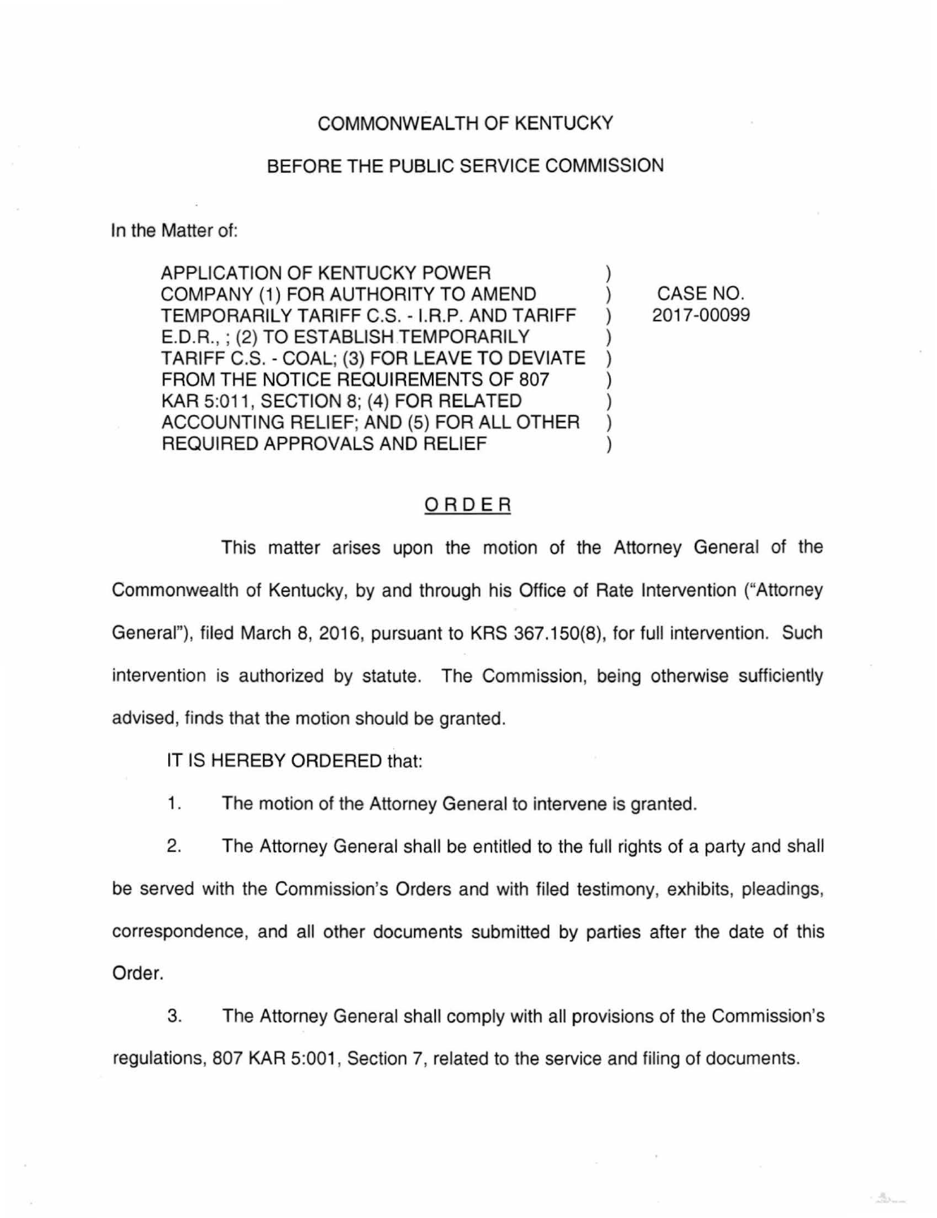COMMONWEALTH OF KENTUCKY

BEFORE THE PUBLIC SERVICE COMMISSION

In the Matter of:

| | | |
|---|---|---|
| APPLICATION OF KENTUCKY POWER COMPANY (1) FOR AUTHORITY TO AMEND TEMPORARILY TARIFF C.S. - I.R.P. AND TARIFF E.D.R., ; (2) TO ESTABLISH TEMPORARILY TARIFF C.S. - COAL; (3) FOR LEAVE TO DEVIATE FROM THE NOTICE REQUIREMENTS OF 807 KAR 5:011, SECTION 8; (4) FOR RELATED ACCOUNTING RELIEF; AND (5) FOR ALL OTHER REQUIRED APPROVALS AND RELIEF | ) | CASE NO. 2017-00099 |

## ORDER

This matter arises upon the motion of the Attorney General of the Commonwealth of Kentucky, by and through his Office of Rate Intervention ("Attorney General"), filed March 8, 2016, pursuant to KRS 367.150(8), for full intervention. Such intervention is authorized by statute. The Commission, being otherwise sufficiently advised, finds that the motion should be granted.

IT IS HEREBY ORDERED that:

1. The motion of the Attorney General to intervene is granted.

2. The Attorney General shall be entitled to the full rights of a party and shall be served with the Commission's Orders and with filed testimony, exhibits, pleadings, correspondence, and all other documents submitted by parties after the date of this Order.

3. The Attorney General shall comply with all provisions of the Commission's regulations, 807 KAR 5:001, Section 7, related to the service and filing of documents.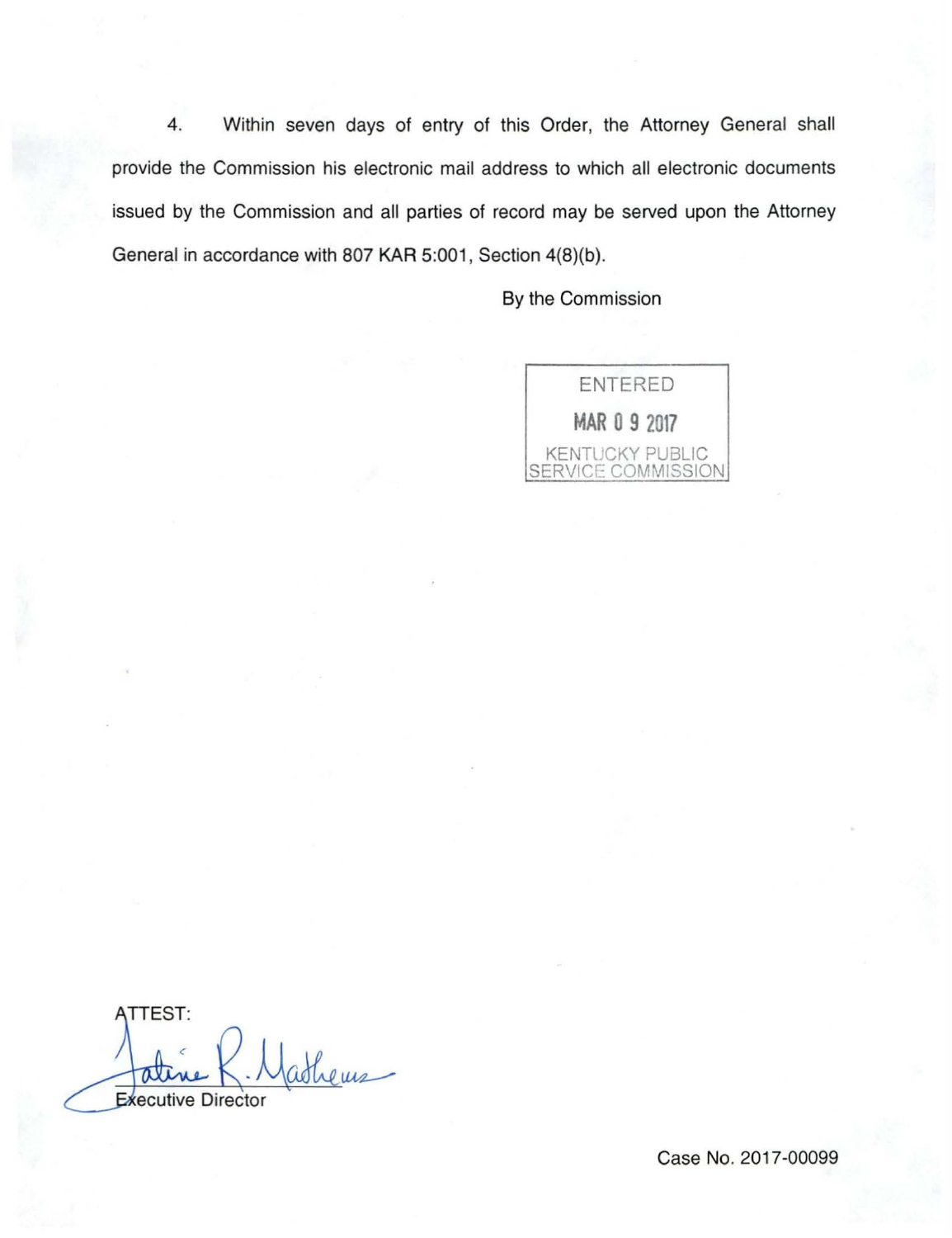4. Within seven days of entry of this Order, the Attorney General shall provide the Commission his electronic mail address to which all electronic documents issued by the Commission and all parties of record may be served upon the Attorney General in accordance with 807 KAR 5:001, Section 4(8)(b).

By the Commission

ENTERED
MAR 09 2017
KENTUCKY PUBLIC SERVICE COMMISSION

ATTEST:

Executive Director

Case No. 2017-00099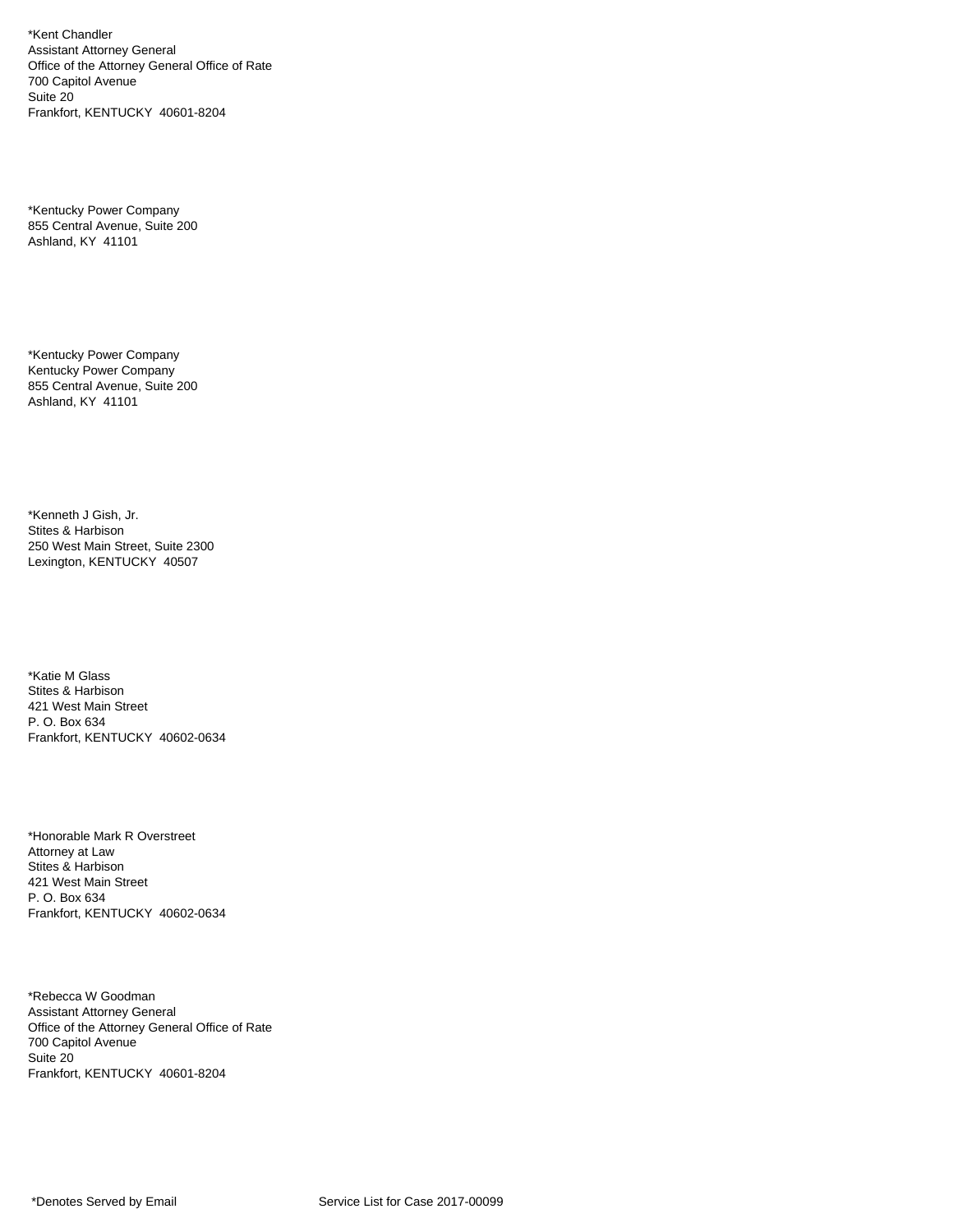*Kent Chandler
Assistant Attorney General
Office of the Attorney General Office of Rate
700 Capitol Avenue
Suite 20
Frankfort, KENTUCKY  40601-8204

*Kentucky Power Company
855 Central Avenue, Suite 200
Ashland, KY  41101

*Kentucky Power Company
Kentucky Power Company
855 Central Avenue, Suite 200
Ashland, KY  41101

*Kenneth J Gish, Jr.
Stites & Harbison
250 West Main Street, Suite 2300
Lexington, KENTUCKY  40507

*Katie M Glass
Stites & Harbison
421 West Main Street
P. O. Box 634
Frankfort, KENTUCKY  40602-0634

*Honorable Mark R Overstreet
Attorney at Law
Stites & Harbison
421 West Main Street
P. O. Box 634
Frankfort, KENTUCKY  40602-0634

*Rebecca W Goodman
Assistant Attorney General
Office of the Attorney General Office of Rate
700 Capitol Avenue
Suite 20
Frankfort, KENTUCKY  40601-8204